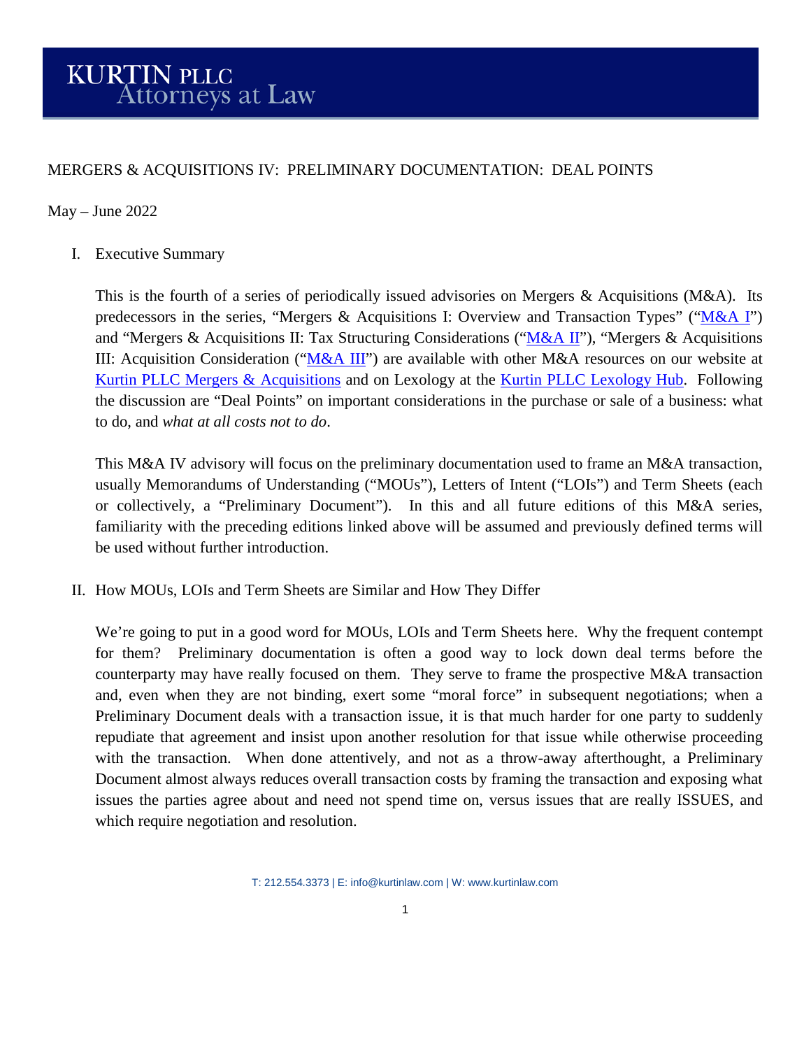KURTIN PLLC
Attorneys at Law

# MERGERS & ACQUISITIONS IV: PRELIMINARY DOCUMENTATION: DEAL POINTS

May – June 2022

## I. Executive Summary

This is the fourth of a series of periodically issued advisories on Mergers & Acquisitions (M&A). Its predecessors in the series, "Mergers & Acquisitions I: Overview and Transaction Types" ("M&A I") and "Mergers & Acquisitions II: Tax Structuring Considerations ("M&A II"), "Mergers & Acquisitions III: Acquisition Consideration ("M&A III") are available with other M&A resources on our website at Kurtin PLLC Mergers & Acquisitions and on Lexology at the Kurtin PLLC Lexology Hub. Following the discussion are "Deal Points" on important considerations in the purchase or sale of a business: what to do, and *what at all costs not to do*.

This M&A IV advisory will focus on the preliminary documentation used to frame an M&A transaction, usually Memorandums of Understanding ("MOUs"), Letters of Intent ("LOIs") and Term Sheets (each or collectively, a "Preliminary Document"). In this and all future editions of this M&A series, familiarity with the preceding editions linked above will be assumed and previously defined terms will be used without further introduction.

## II. How MOUs, LOIs and Term Sheets are Similar and How They Differ

We're going to put in a good word for MOUs, LOIs and Term Sheets here. Why the frequent contempt for them? Preliminary documentation is often a good way to lock down deal terms before the counterparty may have really focused on them. They serve to frame the prospective M&A transaction and, even when they are not binding, exert some "moral force" in subsequent negotiations; when a Preliminary Document deals with a transaction issue, it is that much harder for one party to suddenly repudiate that agreement and insist upon another resolution for that issue while otherwise proceeding with the transaction. When done attentively, and not as a throw-away afterthought, a Preliminary Document almost always reduces overall transaction costs by framing the transaction and exposing what issues the parties agree about and need not spend time on, versus issues that are really ISSUES, and which require negotiation and resolution.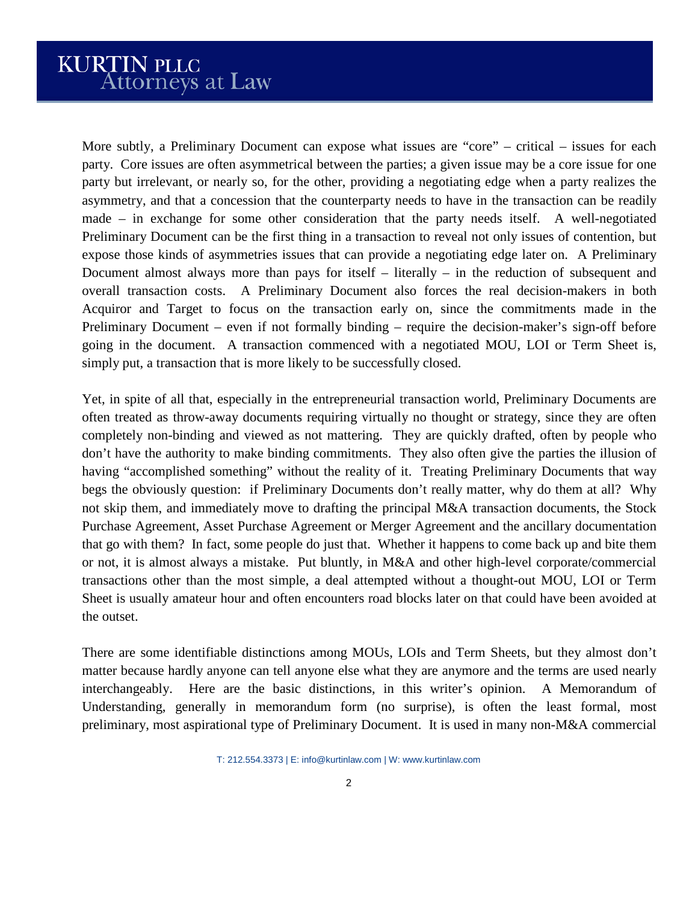More subtly, a Preliminary Document can expose what issues are "core" – critical – issues for each party. Core issues are often asymmetrical between the parties; a given issue may be a core issue for one party but irrelevant, or nearly so, for the other, providing a negotiating edge when a party realizes the asymmetry, and that a concession that the counterparty needs to have in the transaction can be readily made – in exchange for some other consideration that the party needs itself. A well-negotiated Preliminary Document can be the first thing in a transaction to reveal not only issues of contention, but expose those kinds of asymmetries issues that can provide a negotiating edge later on. A Preliminary Document almost always more than pays for itself – literally – in the reduction of subsequent and overall transaction costs. A Preliminary Document also forces the real decision-makers in both Acquiror and Target to focus on the transaction early on, since the commitments made in the Preliminary Document – even if not formally binding – require the decision-maker's sign-off before going in the document. A transaction commenced with a negotiated MOU, LOI or Term Sheet is, simply put, a transaction that is more likely to be successfully closed.

Yet, in spite of all that, especially in the entrepreneurial transaction world, Preliminary Documents are often treated as throw-away documents requiring virtually no thought or strategy, since they are often completely non-binding and viewed as not mattering. They are quickly drafted, often by people who don't have the authority to make binding commitments. They also often give the parties the illusion of having "accomplished something" without the reality of it. Treating Preliminary Documents that way begs the obviously question: if Preliminary Documents don't really matter, why do them at all? Why not skip them, and immediately move to drafting the principal M&A transaction documents, the Stock Purchase Agreement, Asset Purchase Agreement or Merger Agreement and the ancillary documentation that go with them? In fact, some people do just that. Whether it happens to come back up and bite them or not, it is almost always a mistake. Put bluntly, in M&A and other high-level corporate/commercial transactions other than the most simple, a deal attempted without a thought-out MOU, LOI or Term Sheet is usually amateur hour and often encounters road blocks later on that could have been avoided at the outset.

There are some identifiable distinctions among MOUs, LOIs and Term Sheets, but they almost don't matter because hardly anyone can tell anyone else what they are anymore and the terms are used nearly interchangeably. Here are the basic distinctions, in this writer's opinion. A Memorandum of Understanding, generally in memorandum form (no surprise), is often the least formal, most preliminary, most aspirational type of Preliminary Document. It is used in many non-M&A commercial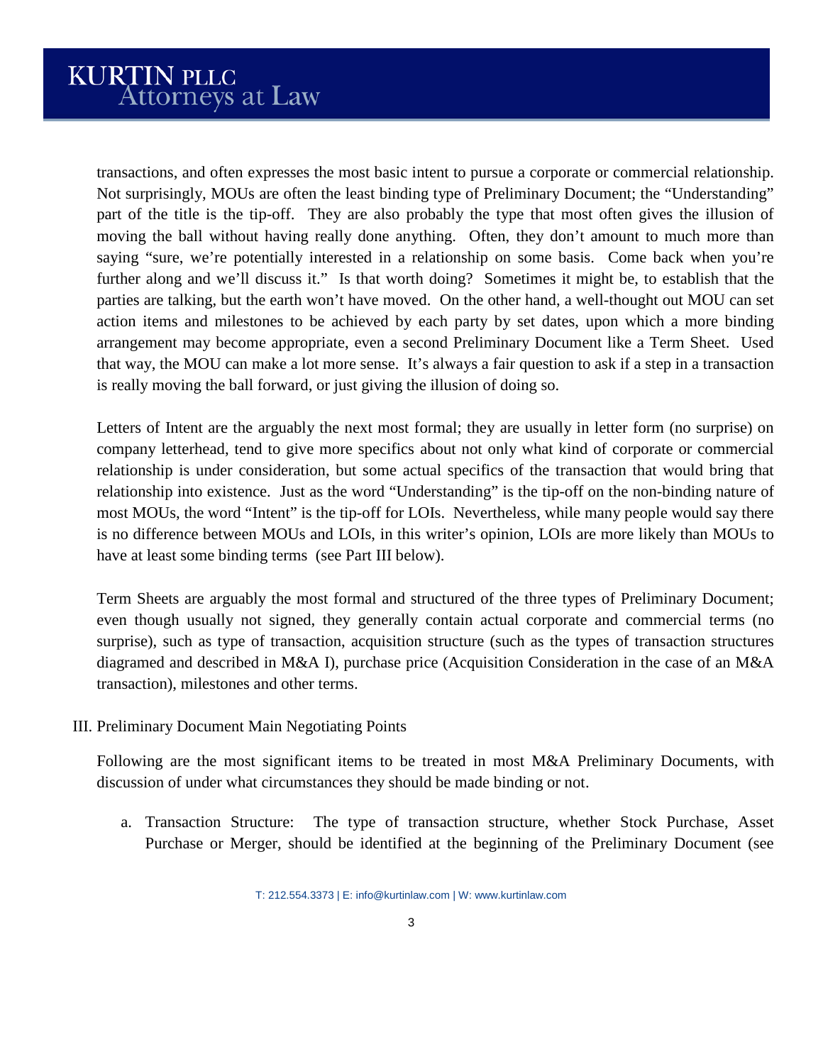transactions, and often expresses the most basic intent to pursue a corporate or commercial relationship. Not surprisingly, MOUs are often the least binding type of Preliminary Document; the "Understanding" part of the title is the tip-off. They are also probably the type that most often gives the illusion of moving the ball without having really done anything. Often, they don't amount to much more than saying "sure, we're potentially interested in a relationship on some basis. Come back when you're further along and we'll discuss it." Is that worth doing? Sometimes it might be, to establish that the parties are talking, but the earth won't have moved. On the other hand, a well-thought out MOU can set action items and milestones to be achieved by each party by set dates, upon which a more binding arrangement may become appropriate, even a second Preliminary Document like a Term Sheet. Used that way, the MOU can make a lot more sense. It's always a fair question to ask if a step in a transaction is really moving the ball forward, or just giving the illusion of doing so.

Letters of Intent are the arguably the next most formal; they are usually in letter form (no surprise) on company letterhead, tend to give more specifics about not only what kind of corporate or commercial relationship is under consideration, but some actual specifics of the transaction that would bring that relationship into existence. Just as the word "Understanding" is the tip-off on the non-binding nature of most MOUs, the word "Intent" is the tip-off for LOIs. Nevertheless, while many people would say there is no difference between MOUs and LOIs, in this writer's opinion, LOIs are more likely than MOUs to have at least some binding terms (see Part III below).

Term Sheets are arguably the most formal and structured of the three types of Preliminary Document; even though usually not signed, they generally contain actual corporate and commercial terms (no surprise), such as type of transaction, acquisition structure (such as the types of transaction structures diagramed and described in M&A I), purchase price (Acquisition Consideration in the case of an M&A transaction), milestones and other terms.

## III. Preliminary Document Main Negotiating Points

Following are the most significant items to be treated in most M&A Preliminary Documents, with discussion of under what circumstances they should be made binding or not.

a. Transaction Structure: The type of transaction structure, whether Stock Purchase, Asset Purchase or Merger, should be identified at the beginning of the Preliminary Document (see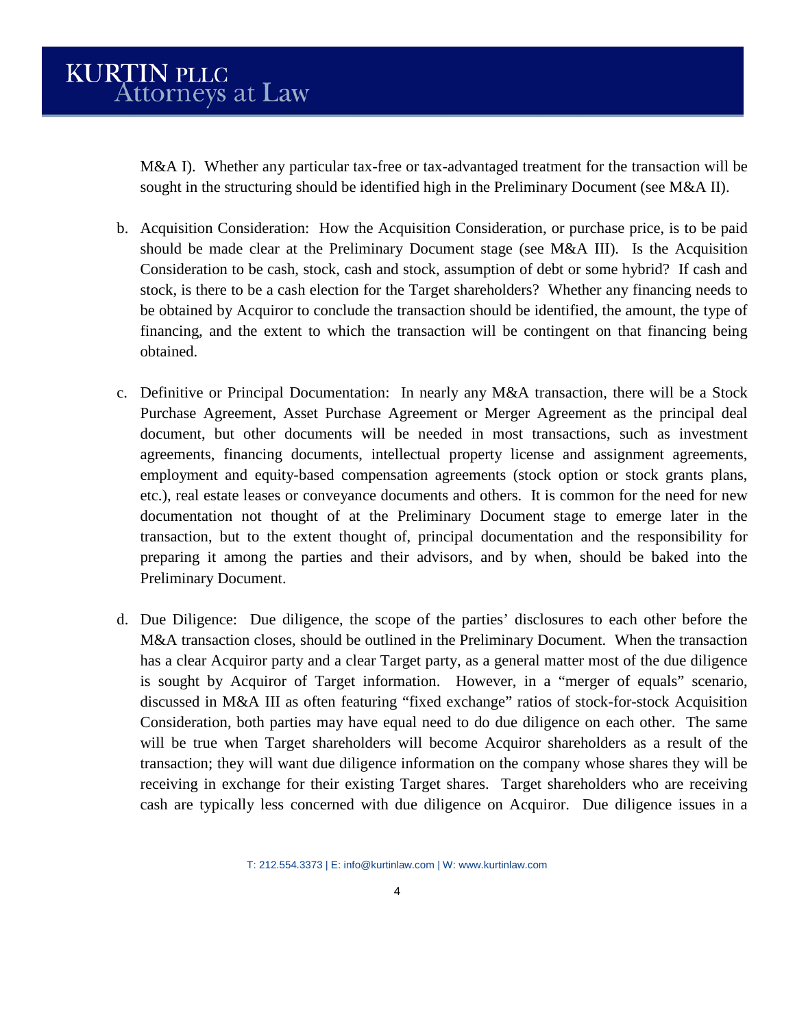M&A I). Whether any particular tax-free or tax-advantaged treatment for the transaction will be sought in the structuring should be identified high in the Preliminary Document (see M&A II).

b. Acquisition Consideration: How the Acquisition Consideration, or purchase price, is to be paid should be made clear at the Preliminary Document stage (see M&A III). Is the Acquisition Consideration to be cash, stock, cash and stock, assumption of debt or some hybrid? If cash and stock, is there to be a cash election for the Target shareholders? Whether any financing needs to be obtained by Acquiror to conclude the transaction should be identified, the amount, the type of financing, and the extent to which the transaction will be contingent on that financing being obtained.

c. Definitive or Principal Documentation: In nearly any M&A transaction, there will be a Stock Purchase Agreement, Asset Purchase Agreement or Merger Agreement as the principal deal document, but other documents will be needed in most transactions, such as investment agreements, financing documents, intellectual property license and assignment agreements, employment and equity-based compensation agreements (stock option or stock grants plans, etc.), real estate leases or conveyance documents and others. It is common for the need for new documentation not thought of at the Preliminary Document stage to emerge later in the transaction, but to the extent thought of, principal documentation and the responsibility for preparing it among the parties and their advisors, and by when, should be baked into the Preliminary Document.

d. Due Diligence: Due diligence, the scope of the parties' disclosures to each other before the M&A transaction closes, should be outlined in the Preliminary Document. When the transaction has a clear Acquiror party and a clear Target party, as a general matter most of the due diligence is sought by Acquiror of Target information. However, in a "merger of equals" scenario, discussed in M&A III as often featuring "fixed exchange" ratios of stock-for-stock Acquisition Consideration, both parties may have equal need to do due diligence on each other. The same will be true when Target shareholders will become Acquiror shareholders as a result of the transaction; they will want due diligence information on the company whose shares they will be receiving in exchange for their existing Target shares. Target shareholders who are receiving cash are typically less concerned with due diligence on Acquiror. Due diligence issues in a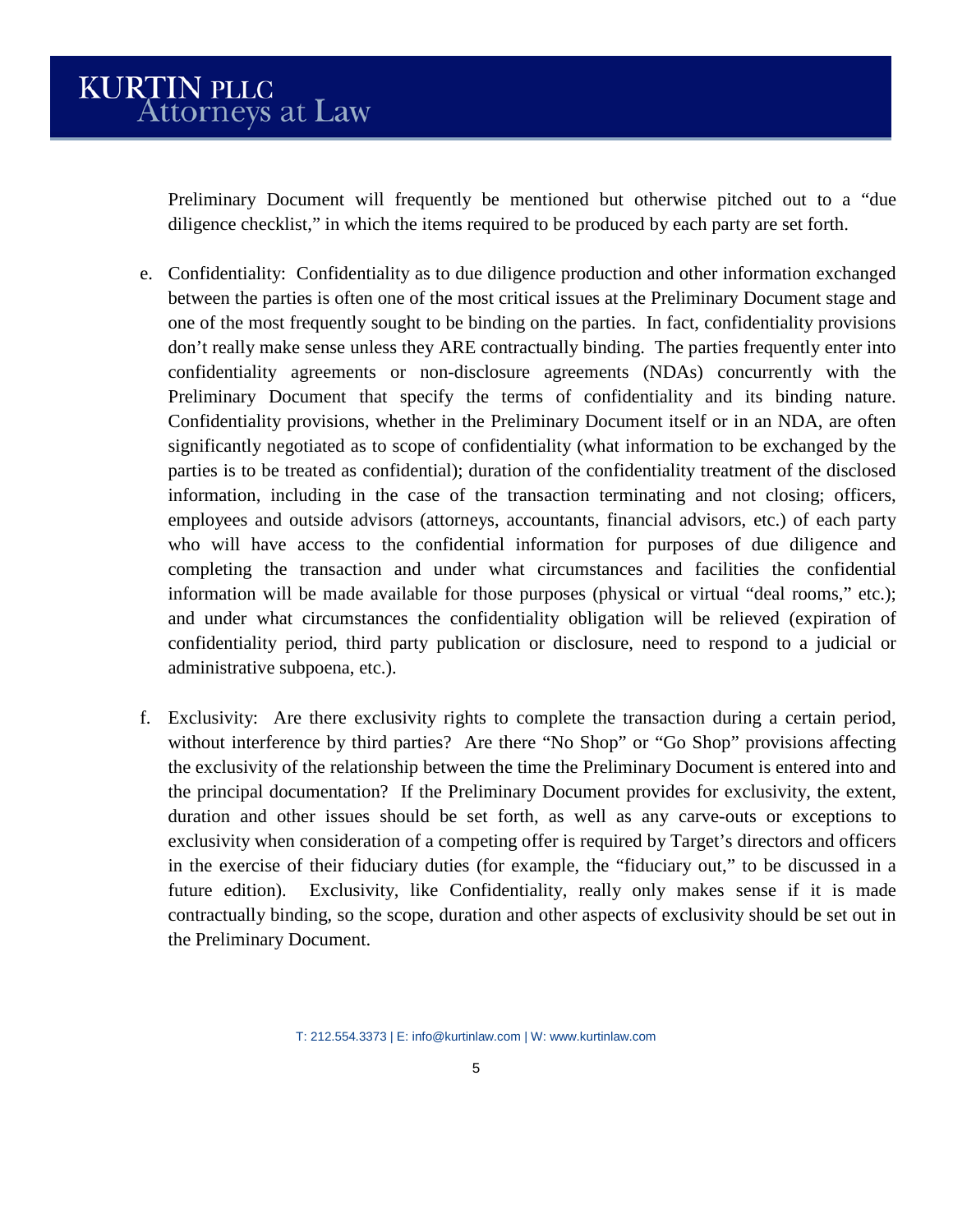Preliminary Document will frequently be mentioned but otherwise pitched out to a "due diligence checklist," in which the items required to be produced by each party are set forth.

e. Confidentiality: Confidentiality as to due diligence production and other information exchanged between the parties is often one of the most critical issues at the Preliminary Document stage and one of the most frequently sought to be binding on the parties. In fact, confidentiality provisions don't really make sense unless they ARE contractually binding. The parties frequently enter into confidentiality agreements or non-disclosure agreements (NDAs) concurrently with the Preliminary Document that specify the terms of confidentiality and its binding nature. Confidentiality provisions, whether in the Preliminary Document itself or in an NDA, are often significantly negotiated as to scope of confidentiality (what information to be exchanged by the parties is to be treated as confidential); duration of the confidentiality treatment of the disclosed information, including in the case of the transaction terminating and not closing; officers, employees and outside advisors (attorneys, accountants, financial advisors, etc.) of each party who will have access to the confidential information for purposes of due diligence and completing the transaction and under what circumstances and facilities the confidential information will be made available for those purposes (physical or virtual "deal rooms," etc.); and under what circumstances the confidentiality obligation will be relieved (expiration of confidentiality period, third party publication or disclosure, need to respond to a judicial or administrative subpoena, etc.).

f. Exclusivity: Are there exclusivity rights to complete the transaction during a certain period, without interference by third parties? Are there "No Shop" or "Go Shop" provisions affecting the exclusivity of the relationship between the time the Preliminary Document is entered into and the principal documentation? If the Preliminary Document provides for exclusivity, the extent, duration and other issues should be set forth, as well as any carve-outs or exceptions to exclusivity when consideration of a competing offer is required by Target's directors and officers in the exercise of their fiduciary duties (for example, the "fiduciary out," to be discussed in a future edition). Exclusivity, like Confidentiality, really only makes sense if it is made contractually binding, so the scope, duration and other aspects of exclusivity should be set out in the Preliminary Document.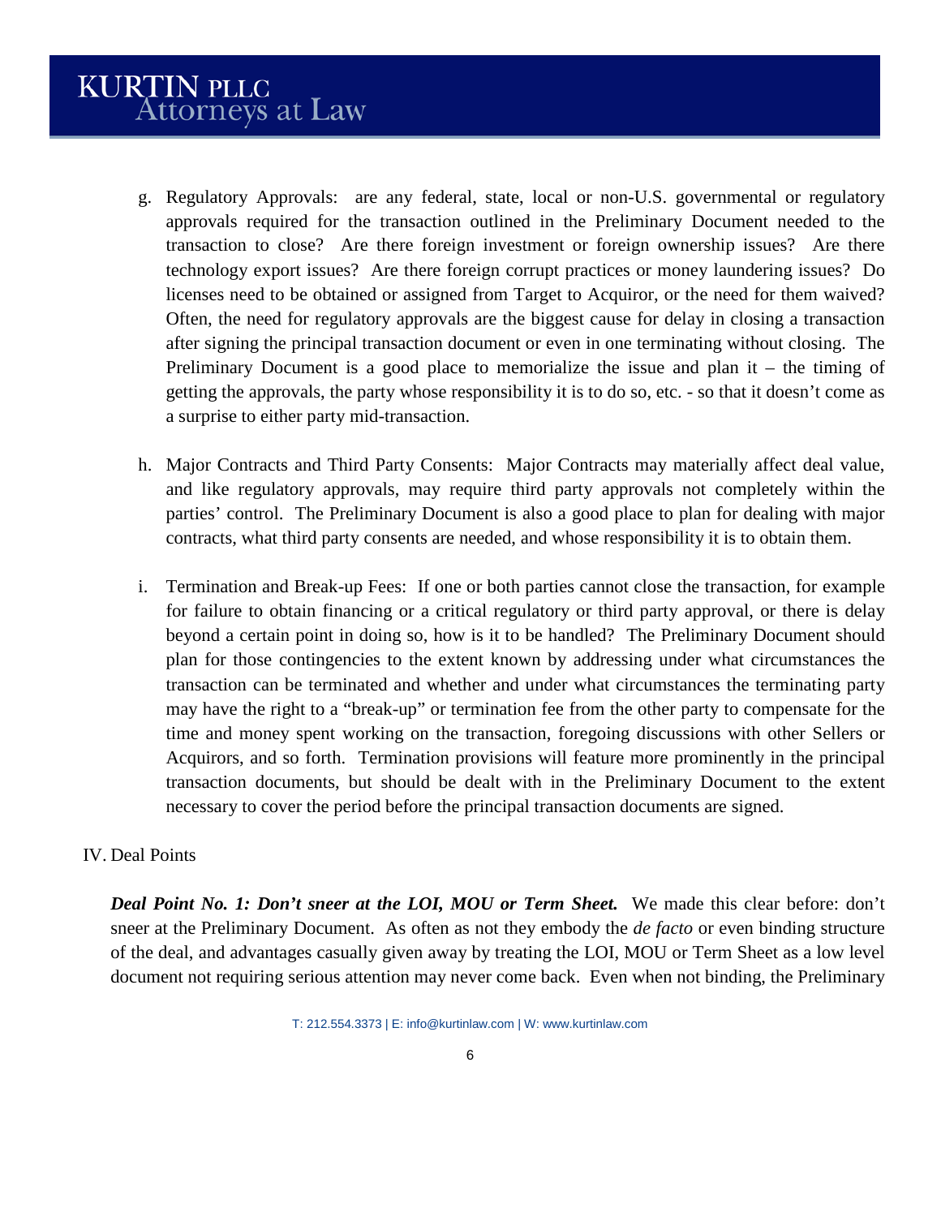g. Regulatory Approvals: are any federal, state, local or non-U.S. governmental or regulatory approvals required for the transaction outlined in the Preliminary Document needed to the transaction to close? Are there foreign investment or foreign ownership issues? Are there technology export issues? Are there foreign corrupt practices or money laundering issues? Do licenses need to be obtained or assigned from Target to Acquiror, or the need for them waived? Often, the need for regulatory approvals are the biggest cause for delay in closing a transaction after signing the principal transaction document or even in one terminating without closing. The Preliminary Document is a good place to memorialize the issue and plan it – the timing of getting the approvals, the party whose responsibility it is to do so, etc. - so that it doesn't come as a surprise to either party mid-transaction.

h. Major Contracts and Third Party Consents: Major Contracts may materially affect deal value, and like regulatory approvals, may require third party approvals not completely within the parties' control. The Preliminary Document is also a good place to plan for dealing with major contracts, what third party consents are needed, and whose responsibility it is to obtain them.

i. Termination and Break-up Fees: If one or both parties cannot close the transaction, for example for failure to obtain financing or a critical regulatory or third party approval, or there is delay beyond a certain point in doing so, how is it to be handled? The Preliminary Document should plan for those contingencies to the extent known by addressing under what circumstances the transaction can be terminated and whether and under what circumstances the terminating party may have the right to a "break-up" or termination fee from the other party to compensate for the time and money spent working on the transaction, foregoing discussions with other Sellers or Acquirors, and so forth. Termination provisions will feature more prominently in the principal transaction documents, but should be dealt with in the Preliminary Document to the extent necessary to cover the period before the principal transaction documents are signed.

## IV. Deal Points

***Deal Point No. 1: Don't sneer at the LOI, MOU or Term Sheet.*** We made this clear before: don't sneer at the Preliminary Document. As often as not they embody the *de facto* or even binding structure of the deal, and advantages casually given away by treating the LOI, MOU or Term Sheet as a low level document not requiring serious attention may never come back. Even when not binding, the Preliminary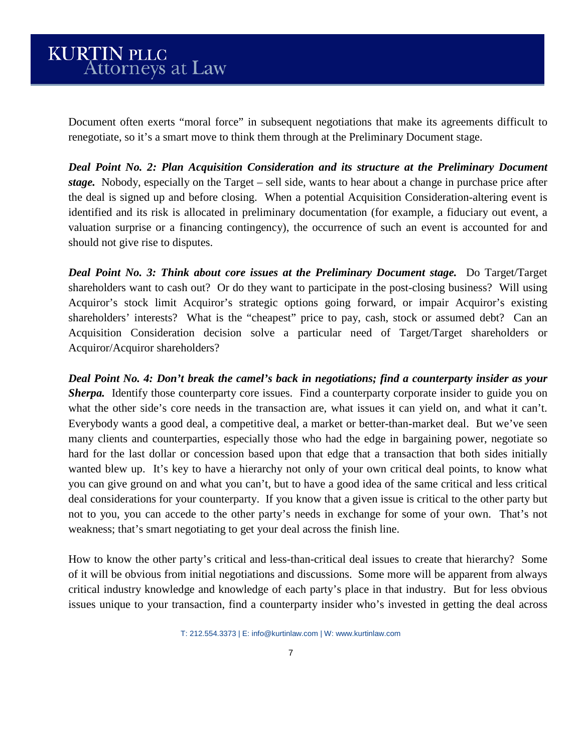Document often exerts "moral force" in subsequent negotiations that make its agreements difficult to renegotiate, so it's a smart move to think them through at the Preliminary Document stage.

***Deal Point No. 2: Plan Acquisition Consideration and its structure at the Preliminary Document stage.*** Nobody, especially on the Target – sell side, wants to hear about a change in purchase price after the deal is signed up and before closing. When a potential Acquisition Consideration-altering event is identified and its risk is allocated in preliminary documentation (for example, a fiduciary out event, a valuation surprise or a financing contingency), the occurrence of such an event is accounted for and should not give rise to disputes.

***Deal Point No. 3: Think about core issues at the Preliminary Document stage.*** Do Target/Target shareholders want to cash out? Or do they want to participate in the post-closing business? Will using Acquiror's stock limit Acquiror's strategic options going forward, or impair Acquiror's existing shareholders' interests? What is the "cheapest" price to pay, cash, stock or assumed debt? Can an Acquisition Consideration decision solve a particular need of Target/Target shareholders or Acquiror/Acquiror shareholders?

***Deal Point No. 4: Don't break the camel's back in negotiations; find a counterparty insider as your Sherpa.*** Identify those counterparty core issues. Find a counterparty corporate insider to guide you on what the other side's core needs in the transaction are, what issues it can yield on, and what it can't. Everybody wants a good deal, a competitive deal, a market or better-than-market deal. But we've seen many clients and counterparties, especially those who had the edge in bargaining power, negotiate so hard for the last dollar or concession based upon that edge that a transaction that both sides initially wanted blew up. It's key to have a hierarchy not only of your own critical deal points, to know what you can give ground on and what you can't, but to have a good idea of the same critical and less critical deal considerations for your counterparty. If you know that a given issue is critical to the other party but not to you, you can accede to the other party's needs in exchange for some of your own. That's not weakness; that's smart negotiating to get your deal across the finish line.

How to know the other party's critical and less-than-critical deal issues to create that hierarchy? Some of it will be obvious from initial negotiations and discussions. Some more will be apparent from always critical industry knowledge and knowledge of each party's place in that industry. But for less obvious issues unique to your transaction, find a counterparty insider who's invested in getting the deal across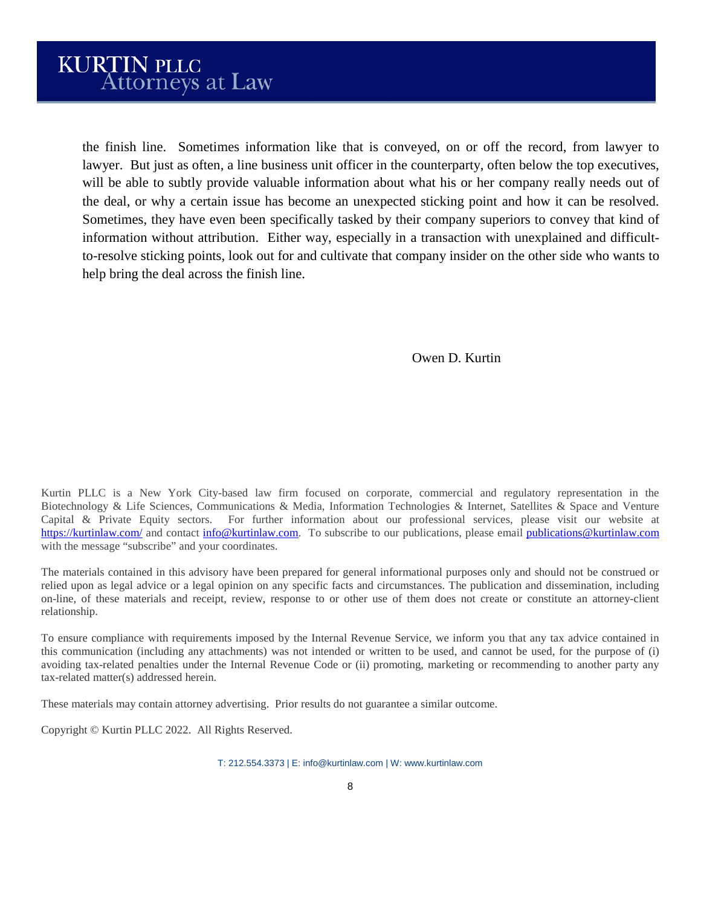the finish line. Sometimes information like that is conveyed, on or off the record, from lawyer to lawyer. But just as often, a line business unit officer in the counterparty, often below the top executives, will be able to subtly provide valuable information about what his or her company really needs out of the deal, or why a certain issue has become an unexpected sticking point and how it can be resolved. Sometimes, they have even been specifically tasked by their company superiors to convey that kind of information without attribution. Either way, especially in a transaction with unexplained and difficult-to-resolve sticking points, look out for and cultivate that company insider on the other side who wants to help bring the deal across the finish line.

Owen D. Kurtin

Kurtin PLLC is a New York City-based law firm focused on corporate, commercial and regulatory representation in the Biotechnology & Life Sciences, Communications & Media, Information Technologies & Internet, Satellites & Space and Venture Capital & Private Equity sectors. For further information about our professional services, please visit our website at https://kurtinlaw.com/ and contact info@kurtinlaw.com. To subscribe to our publications, please email publications@kurtinlaw.com with the message "subscribe" and your coordinates.

The materials contained in this advisory have been prepared for general informational purposes only and should not be construed or relied upon as legal advice or a legal opinion on any specific facts and circumstances. The publication and dissemination, including on-line, of these materials and receipt, review, response to or other use of them does not create or constitute an attorney-client relationship.

To ensure compliance with requirements imposed by the Internal Revenue Service, we inform you that any tax advice contained in this communication (including any attachments) was not intended or written to be used, and cannot be used, for the purpose of (i) avoiding tax-related penalties under the Internal Revenue Code or (ii) promoting, marketing or recommending to another party any tax-related matter(s) addressed herein.

These materials may contain attorney advertising. Prior results do not guarantee a similar outcome.

Copyright © Kurtin PLLC 2022. All Rights Reserved.